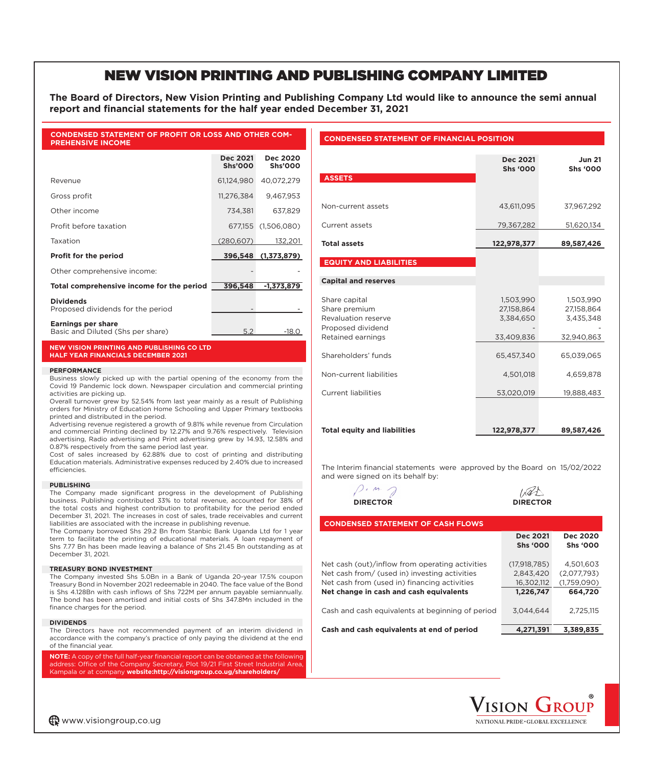# NEW VISION PRINTING AND PUBLISHING COMPANY LIMITED

**The Board of Directors, New Vision Printing and Publishing Company Ltd would like to announce the semi annual report and financial statements for the half year ended December 31, 2021**

## CONDENSED STATEMENT OF PROFIT OR LOSS AND OTHER COMPREHENSIVE INCOME

| | Dec 2021 Shs'000 | Dec 2020 Shs'000 |
|---|---|---|
| Revenue | 61,124,980 | 40,072,279 |
| Gross profit | 11,276,384 | 9,467,953 |
| Other income | 734,381 | 637,829 |
| Profit before taxation | 677,155 | (1,506,080) |
| Taxation | (280,607) | 132,201 |
| **Profit for the period** | **396,548** | **(1,373,879)** |
| Other comprehensive income: | - | - |
| **Total comprehensive income for the period** | **396,548** | **-1,373,879** |
| **Dividends** | | |
| Proposed dividends for the period | - | - |
| **Earnings per share** | | |
| Basic and Diluted (Shs per share) | 5.2 | -18.0 |

## NEW VISION PRINTING AND PUBLISHING CO LTD HALF YEAR FINANCIALS DECEMBER 2021

### PERFORMANCE

Business slowly picked up with the partial opening of the economy from the Covid 19 Pandemic lock down. Newspaper circulation and commercial printing activities are picking up.

Overall turnover grew by 52.54% from last year mainly as a result of Publishing orders for Ministry of Education Home Schooling and Upper Primary textbooks printed and distributed in the period.

Advertising revenue registered a growth of 9.81% while revenue from Circulation and commercial Printing declined by 12.27% and 9.76% respectively. Television advertising, Radio advertising and Print advertising grew by 14.93, 12.58% and 0.87% respectively from the same period last year.

Cost of sales increased by 62.88% due to cost of printing and distributing Education materials. Administrative expenses reduced by 2.40% due to increased efficiencies.

### PUBLISHING

The Company made significant progress in the development of Publishing business. Publishing contributed 33% to total revenue, accounted for 38% of the total costs and highest contribution to profitability for the period ended December 31, 2021. The increases in cost of sales, trade receivables and current liabilities are associated with the increase in publishing revenue.

The Company borrowed Shs 29.2 Bn from Stanbic Bank Uganda Ltd for 1 year term to facilitate the printing of educational materials. A loan repayment of Shs 7.77 Bn has been made leaving a balance of Shs 21.45 Bn outstanding as at December 31, 2021.

### TREASURY BOND INVESTMENT

The Company invested Shs 5.0Bn in a Bank of Uganda 20-year 17.5% coupon Treasury Bond in November 2021 redeemable in 2040. The face value of the Bond is Shs 4.128Bn with cash inflows of Shs 722M per annum payable semiannually. The bond has been amortised and initial costs of Shs 347.8Mn included in the finance charges for the period.

### DIVIDENDS

The Directors have not recommended payment of an interim dividend in accordance with the company's practice of only paying the dividend at the end of the financial year.

**NOTE:** A copy of the full half-year financial report can be obtained at the following address: Office of the Company Secretary, Plot 19/21 First Street Industrial Area, Kampala or at company **website:http://visiongroup.co.ug/shareholders/**

## CONDENSED STATEMENT OF FINANCIAL POSITION

| | Dec 2021 Shs '000 | Jun 21 Shs '000 |
|---|---|---|
| **ASSETS** | | |
| Non-current assets | 43,611,095 | 37,967,292 |
| Current assets | 79,367,282 | 51,620,134 |
| **Total assets** | **122,978,377** | **89,587,426** |
| **EQUITY AND LIABILITIES** | | |
| **Capital and reserves** | | |
| Share capital | 1,503,990 | 1,503,990 |
| Share premium | 27,158,864 | 27,158,864 |
| Revaluation reserve | 3,384,650 | 3,435,348 |
| Proposed dividend | - | - |
| Retained earnings | 33,409,836 | 32,940,863 |
| Shareholders' funds | 65,457,340 | 65,039,065 |
| Non-current liabilities | 4,501,018 | 4,659,878 |
| Current liabilities | 53,020,019 | 19,888,483 |
| **Total equity and liabilities** | **122,978,377** | **89,587,426** |

The Interim financial statements were approved by the Board on 15/02/2022 and were signed on its behalf by:

**DIRECTOR** **DIRECTOR**

## CONDENSED STATEMENT OF CASH FLOWS

| | Dec 2021 Shs '000 | Dec 2020 Shs '000 |
|---|---|---|
| Net cash (out)/inflow from operating activities | (17,918,785) | 4,501,603 |
| Net cash from/ (used in) investing activities | 2,843,420 | (2,077,793) |
| Net cash from (used in) financing activities | 16,302,112 | (1,759,090) |
| **Net change in cash and cash equivalents** | **1,226,747** | **664,720** |
| Cash and cash equivalents at beginning of period | 3,044,644 | 2,725,115 |
| **Cash and cash equivalents at end of period** | **4,271,391** | **3,389,835** |

VISION GROUP®
NATIONAL PRIDE • GLOBAL EXCELLENCE

www.visiongroup.co.ug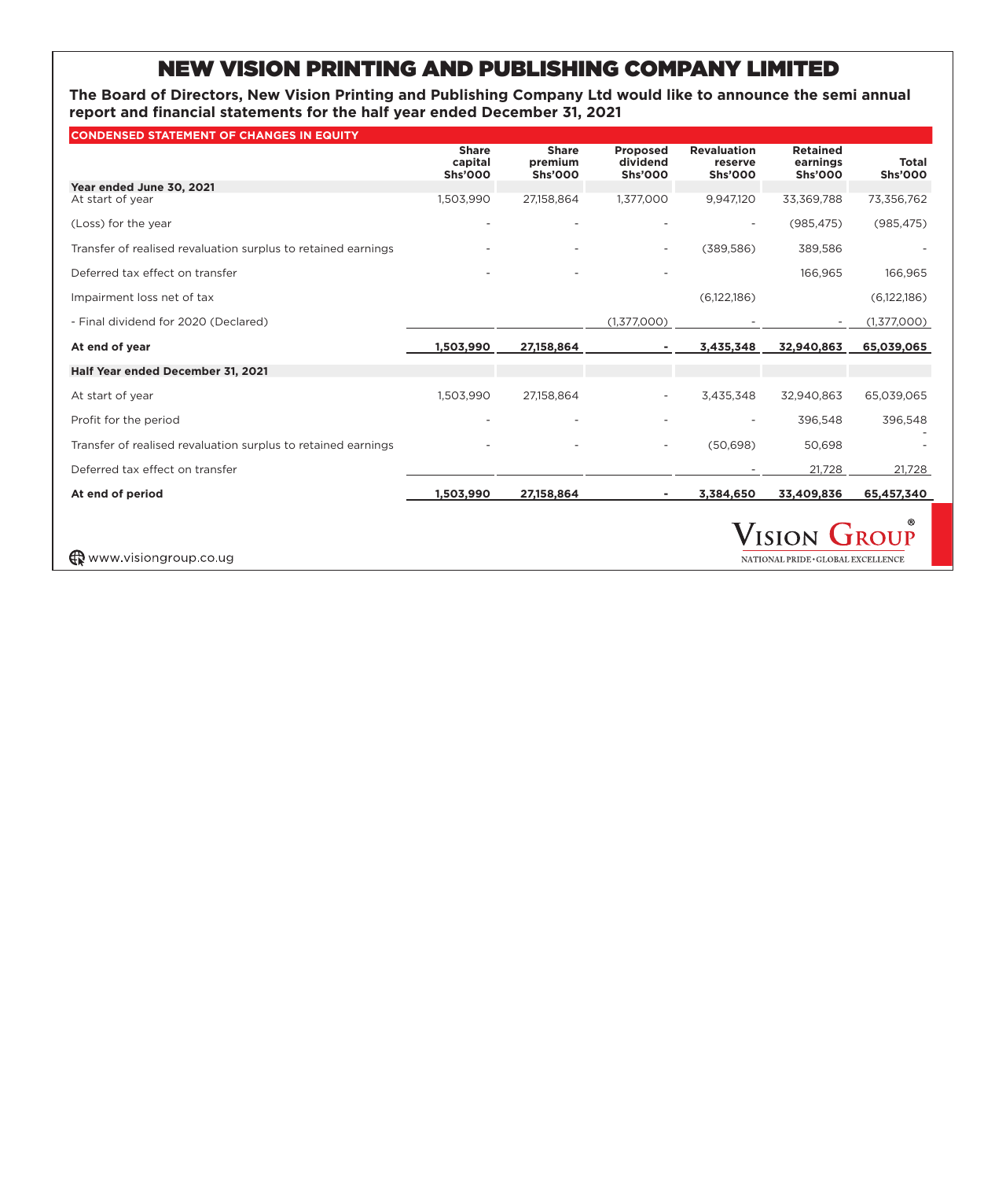# NEW VISION PRINTING AND PUBLISHING COMPANY LIMITED

**The Board of Directors, New Vision Printing and Publishing Company Ltd would like to announce the semi annual report and financial statements for the half year ended December 31, 2021**

## CONDENSED STATEMENT OF CHANGES IN EQUITY

| | Share capital Shs'000 | Share premium Shs'000 | Proposed dividend Shs'000 | Revaluation reserve Shs'000 | Retained earnings Shs'000 | Total Shs'000 |
|---|---|---|---|---|---|---|
| **Year ended June 30, 2021** | | | | | | |
| At start of year | 1,503,990 | 27,158,864 | 1,377,000 | 9,947,120 | 33,369,788 | 73,356,762 |
| (Loss) for the year | - | - | - | - | (985,475) | (985,475) |
| Transfer of realised revaluation surplus to retained earnings | - | - | - | (389,586) | 389,586 | - |
| Deferred tax effect on transfer | - | - | - | | 166,965 | 166,965 |
| Impairment loss net of tax | | | | (6,122,186) | | (6,122,186) |
| - Final dividend for 2020 (Declared) | | | (1,377,000) | - | - | (1,377,000) |
| **At end of year** | **1,503,990** | **27,158,864** | **-** | **3,435,348** | **32,940,863** | **65,039,065** |
| **Half Year ended December 31, 2021** | | | | | | |
| At start of year | 1,503,990 | 27,158,864 | - | 3,435,348 | 32,940,863 | 65,039,065 |
| Profit for the period | - | - | - | - | 396,548 | 396,548 |
| Transfer of realised revaluation surplus to retained earnings | - | - | - | (50,698) | 50,698 | - |
| Deferred tax effect on transfer | | | | - | 21,728 | 21,728 |
| **At end of period** | **1,503,990** | **27,158,864** | **-** | **3,384,650** | **33,409,836** | **65,457,340** |

www.visiongroup.co.ug

VISION GROUP®
NATIONAL PRIDE • GLOBAL EXCELLENCE